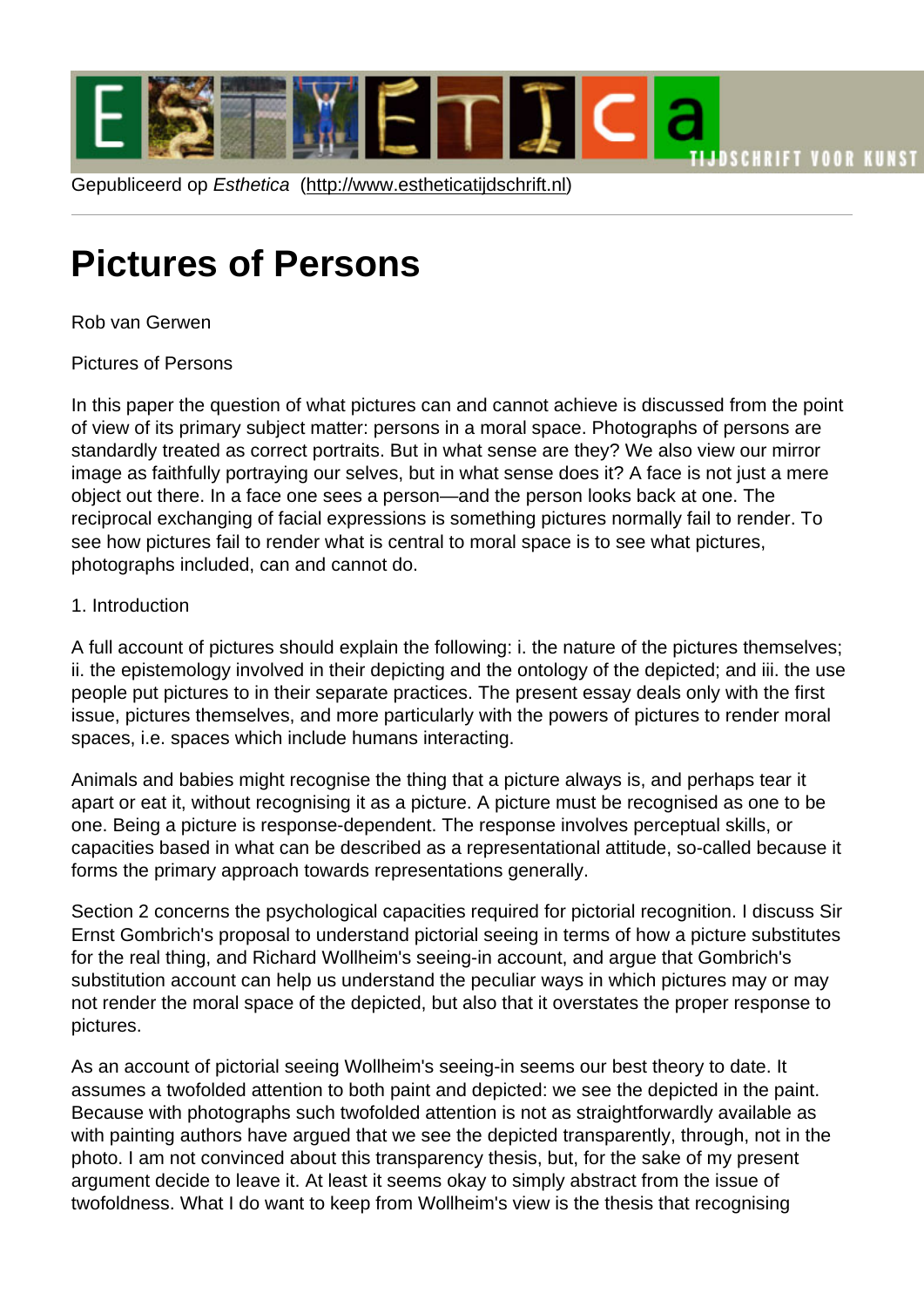Gepubliceerd op *Esthetica* (http://www.estheticatijdschrift.nl)

# Pictures of Persons

Rob van Gerwen

Pictures of Persons

In this paper the question of what pictures can and cannot achieve is discussed from the point of view of its primary subject matter: persons in a moral space. Photographs of persons are standardly treated as correct portraits. But in what sense are they? We also view our mirror image as faithfully portraying our selves, but in what sense does it? A face is not just a mere object out there. In a face one sees a person—and the person looks back at one. The reciprocal exchanging of facial expressions is something pictures normally fail to render. To see how pictures fail to render what is central to moral space is to see what pictures, photographs included, can and cannot do.

1. Introduction

A full account of pictures should explain the following: i. the nature of the pictures themselves; ii. the epistemology involved in their depicting and the ontology of the depicted; and iii. the use people put pictures to in their separate practices. The present essay deals only with the first issue, pictures themselves, and more particularly with the powers of pictures to render moral spaces, i.e. spaces which include humans interacting.

Animals and babies might recognise the thing that a picture always is, and perhaps tear it apart or eat it, without recognising it as a picture. A picture must be recognised as one to be one. Being a picture is response-dependent. The response involves perceptual skills, or capacities based in what can be described as a representational attitude, so-called because it forms the primary approach towards representations generally.

Section 2 concerns the psychological capacities required for pictorial recognition. I discuss Sir Ernst Gombrich's proposal to understand pictorial seeing in terms of how a picture substitutes for the real thing, and Richard Wollheim's seeing-in account, and argue that Gombrich's substitution account can help us understand the peculiar ways in which pictures may or may not render the moral space of the depicted, but also that it overstates the proper response to pictures.

As an account of pictorial seeing Wollheim's seeing-in seems our best theory to date. It assumes a twofolded attention to both paint and depicted: we see the depicted in the paint. Because with photographs such twofolded attention is not as straightforwardly available as with painting authors have argued that we see the depicted transparently, through, not in the photo. I am not convinced about this transparency thesis, but, for the sake of my present argument decide to leave it. At least it seems okay to simply abstract from the issue of twofoldness. What I do want to keep from Wollheim's view is the thesis that recognising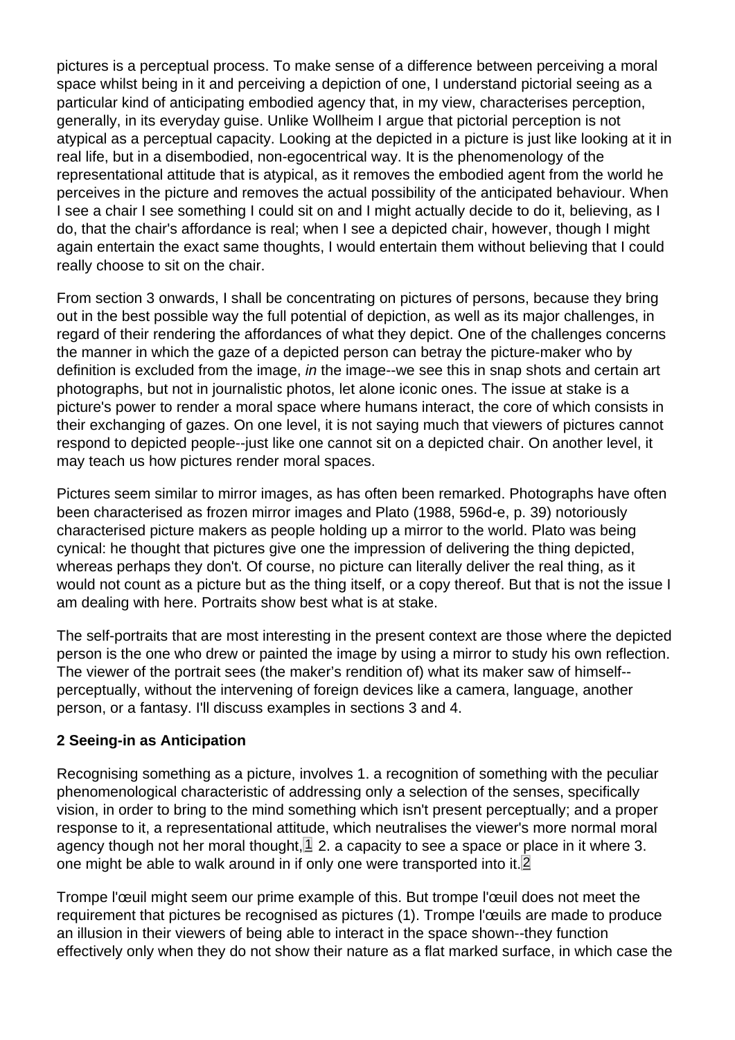pictures is a perceptual process. To make sense of a difference between perceiving a moral space whilst being in it and perceiving a depiction of one, I understand pictorial seeing as a particular kind of anticipating embodied agency that, in my view, characterises perception, generally, in its everyday guise. Unlike Wollheim I argue that pictorial perception is not atypical as a perceptual capacity. Looking at the depicted in a picture is just like looking at it in real life, but in a disembodied, non-egocentrical way. It is the phenomenology of the representational attitude that is atypical, as it removes the embodied agent from the world he perceives in the picture and removes the actual possibility of the anticipated behaviour. When I see a chair I see something I could sit on and I might actually decide to do it, believing, as I do, that the chair's affordance is real; when I see a depicted chair, however, though I might again entertain the exact same thoughts, I would entertain them without believing that I could really choose to sit on the chair.

From section 3 onwards, I shall be concentrating on pictures of persons, because they bring out in the best possible way the full potential of depiction, as well as its major challenges, in regard of their rendering the affordances of what they depict. One of the challenges concerns the manner in which the gaze of a depicted person can betray the picture-maker who by definition is excluded from the image, *in* the image--we see this in snap shots and certain art photographs, but not in journalistic photos, let alone iconic ones. The issue at stake is a picture's power to render a moral space where humans interact, the core of which consists in their exchanging of gazes. On one level, it is not saying much that viewers of pictures cannot respond to depicted people--just like one cannot sit on a depicted chair. On another level, it may teach us how pictures render moral spaces.

Pictures seem similar to mirror images, as has often been remarked. Photographs have often been characterised as frozen mirror images and Plato (1988, 596d-e, p. 39) notoriously characterised picture makers as people holding up a mirror to the world. Plato was being cynical: he thought that pictures give one the impression of delivering the thing depicted, whereas perhaps they don't. Of course, no picture can literally deliver the real thing, as it would not count as a picture but as the thing itself, or a copy thereof. But that is not the issue I am dealing with here. Portraits show best what is at stake.

The self-portraits that are most interesting in the present context are those where the depicted person is the one who drew or painted the image by using a mirror to study his own reflection. The viewer of the portrait sees (the maker's rendition of) what its maker saw of himself--perceptually, without the intervening of foreign devices like a camera, language, another person, or a fantasy. I'll discuss examples in sections 3 and 4.

## 2 Seeing-in as Anticipation

Recognising something as a picture, involves 1. a recognition of something with the peculiar phenomenological characteristic of addressing only a selection of the senses, specifically vision, in order to bring to the mind something which isn't present perceptually; and a proper response to it, a representational attitude, which neutralises the viewer's more normal moral agency though not her moral thought,[1] 2. a capacity to see a space or place in it where 3. one might be able to walk around in if only one were transported into it.[2]

Trompe l'œuil might seem our prime example of this. But trompe l'œuil does not meet the requirement that pictures be recognised as pictures (1). Trompe l'œuils are made to produce an illusion in their viewers of being able to interact in the space shown--they function effectively only when they do not show their nature as a flat marked surface, in which case the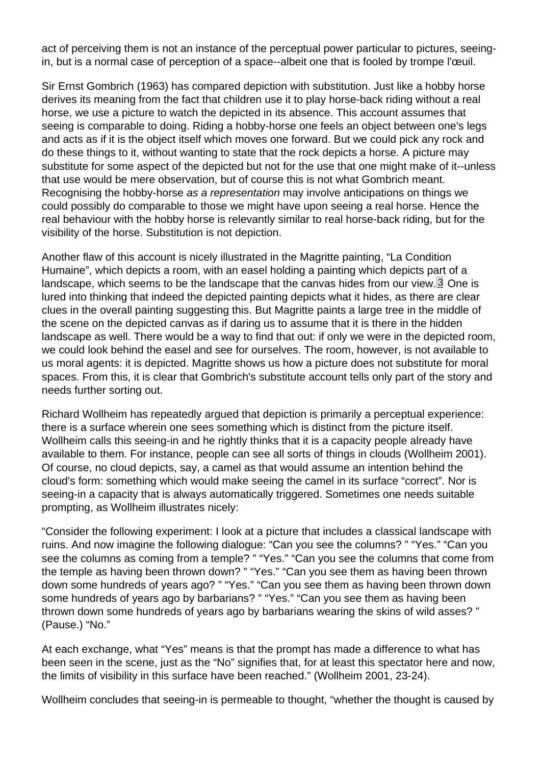act of perceiving them is not an instance of the perceptual power particular to pictures, seeing-in, but is a normal case of perception of a space--albeit one that is fooled by trompe l'œuil.

Sir Ernst Gombrich (1963) has compared depiction with substitution. Just like a hobby horse derives its meaning from the fact that children use it to play horse-back riding without a real horse, we use a picture to watch the depicted in its absence. This account assumes that seeing is comparable to doing. Riding a hobby-horse one feels an object between one's legs and acts as if it is the object itself which moves one forward. But we could pick any rock and do these things to it, without wanting to state that the rock depicts a horse. A picture may substitute for some aspect of the depicted but not for the use that one might make of it--unless that use would be mere observation, but of course this is not what Gombrich meant. Recognising the hobby-horse *as a representation* may involve anticipations on things we could possibly do comparable to those we might have upon seeing a real horse. Hence the real behaviour with the hobby horse is relevantly similar to real horse-back riding, but for the visibility of the horse. Substitution is not depiction.

Another flaw of this account is nicely illustrated in the Magritte painting, “La Condition Humaine”, which depicts a room, with an easel holding a painting which depicts part of a landscape, which seems to be the landscape that the canvas hides from our view.[3] One is lured into thinking that indeed the depicted painting depicts what it hides, as there are clear clues in the overall painting suggesting this. But Magritte paints a large tree in the middle of the scene on the depicted canvas as if daring us to assume that it is there in the hidden landscape as well. There would be a way to find that out: if only we were in the depicted room, we could look behind the easel and see for ourselves. The room, however, is not available to us moral agents: it is depicted. Magritte shows us how a picture does not substitute for moral spaces. From this, it is clear that Gombrich's substitute account tells only part of the story and needs further sorting out.

Richard Wollheim has repeatedly argued that depiction is primarily a perceptual experience: there is a surface wherein one sees something which is distinct from the picture itself. Wollheim calls this seeing-in and he rightly thinks that it is a capacity people already have available to them. For instance, people can see all sorts of things in clouds (Wollheim 2001). Of course, no cloud depicts, say, a camel as that would assume an intention behind the cloud's form: something which would make seeing the camel in its surface “correct”. Nor is seeing-in a capacity that is always automatically triggered. Sometimes one needs suitable prompting, as Wollheim illustrates nicely:

“Consider the following experiment: I look at a picture that includes a classical landscape with ruins. And now imagine the following dialogue: “Can you see the columns? ” “Yes.” “Can you see the columns as coming from a temple? ” “Yes.” “Can you see the columns that come from the temple as having been thrown down? ” “Yes.” “Can you see them as having been thrown down some hundreds of years ago? ” “Yes.” “Can you see them as having been thrown down some hundreds of years ago by barbarians? ” “Yes.” “Can you see them as having been thrown down some hundreds of years ago by barbarians wearing the skins of wild asses? ” (Pause.) “No.”

At each exchange, what “Yes” means is that the prompt has made a difference to what has been seen in the scene, just as the “No” signifies that, for at least this spectator here and now, the limits of visibility in this surface have been reached.” (Wollheim 2001, 23-24).

Wollheim concludes that seeing-in is permeable to thought, “whether the thought is caused by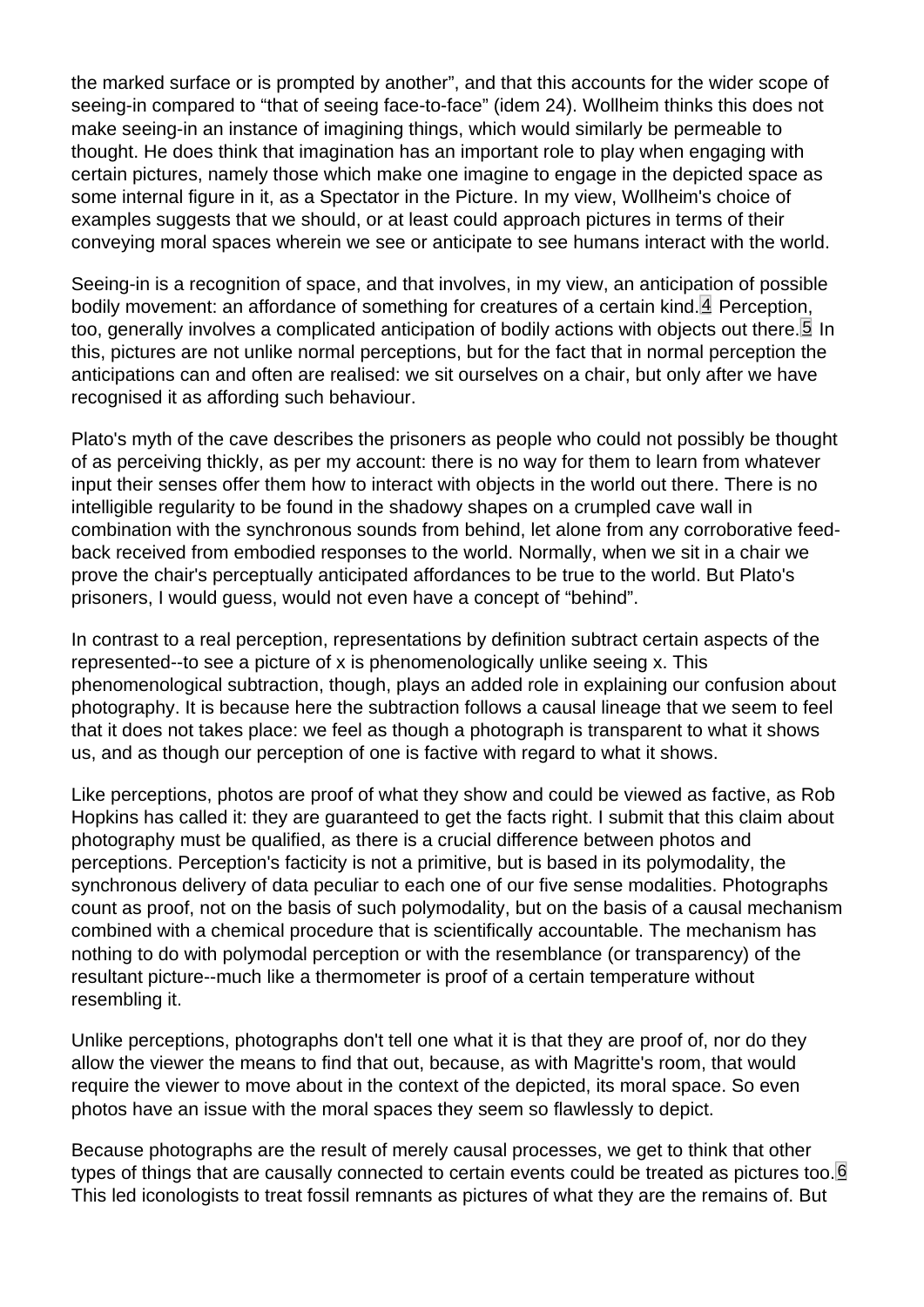the marked surface or is prompted by another", and that this accounts for the wider scope of seeing-in compared to "that of seeing face-to-face" (idem 24). Wollheim thinks this does not make seeing-in an instance of imagining things, which would similarly be permeable to thought. He does think that imagination has an important role to play when engaging with certain pictures, namely those which make one imagine to engage in the depicted space as some internal figure in it, as a Spectator in the Picture. In my view, Wollheim's choice of examples suggests that we should, or at least could approach pictures in terms of their conveying moral spaces wherein we see or anticipate to see humans interact with the world.

Seeing-in is a recognition of space, and that involves, in my view, an anticipation of possible bodily movement: an affordance of something for creatures of a certain kind.[4] Perception, too, generally involves a complicated anticipation of bodily actions with objects out there.[5] In this, pictures are not unlike normal perceptions, but for the fact that in normal perception the anticipations can and often are realised: we sit ourselves on a chair, but only after we have recognised it as affording such behaviour.

Plato's myth of the cave describes the prisoners as people who could not possibly be thought of as perceiving thickly, as per my account: there is no way for them to learn from whatever input their senses offer them how to interact with objects in the world out there. There is no intelligible regularity to be found in the shadowy shapes on a crumpled cave wall in combination with the synchronous sounds from behind, let alone from any corroborative feed-back received from embodied responses to the world. Normally, when we sit in a chair we prove the chair's perceptually anticipated affordances to be true to the world. But Plato's prisoners, I would guess, would not even have a concept of "behind".

In contrast to a real perception, representations by definition subtract certain aspects of the represented--to see a picture of x is phenomenologically unlike seeing x. This phenomenological subtraction, though, plays an added role in explaining our confusion about photography. It is because here the subtraction follows a causal lineage that we seem to feel that it does not takes place: we feel as though a photograph is transparent to what it shows us, and as though our perception of one is factive with regard to what it shows.

Like perceptions, photos are proof of what they show and could be viewed as factive, as Rob Hopkins has called it: they are guaranteed to get the facts right. I submit that this claim about photography must be qualified, as there is a crucial difference between photos and perceptions. Perception's facticity is not a primitive, but is based in its polymodality, the synchronous delivery of data peculiar to each one of our five sense modalities. Photographs count as proof, not on the basis of such polymodality, but on the basis of a causal mechanism combined with a chemical procedure that is scientifically accountable. The mechanism has nothing to do with polymodal perception or with the resemblance (or transparency) of the resultant picture--much like a thermometer is proof of a certain temperature without resembling it.

Unlike perceptions, photographs don't tell one what it is that they are proof of, nor do they allow the viewer the means to find that out, because, as with Magritte's room, that would require the viewer to move about in the context of the depicted, its moral space. So even photos have an issue with the moral spaces they seem so flawlessly to depict.

Because photographs are the result of merely causal processes, we get to think that other types of things that are causally connected to certain events could be treated as pictures too.[6] This led iconologists to treat fossil remnants as pictures of what they are the remains of. But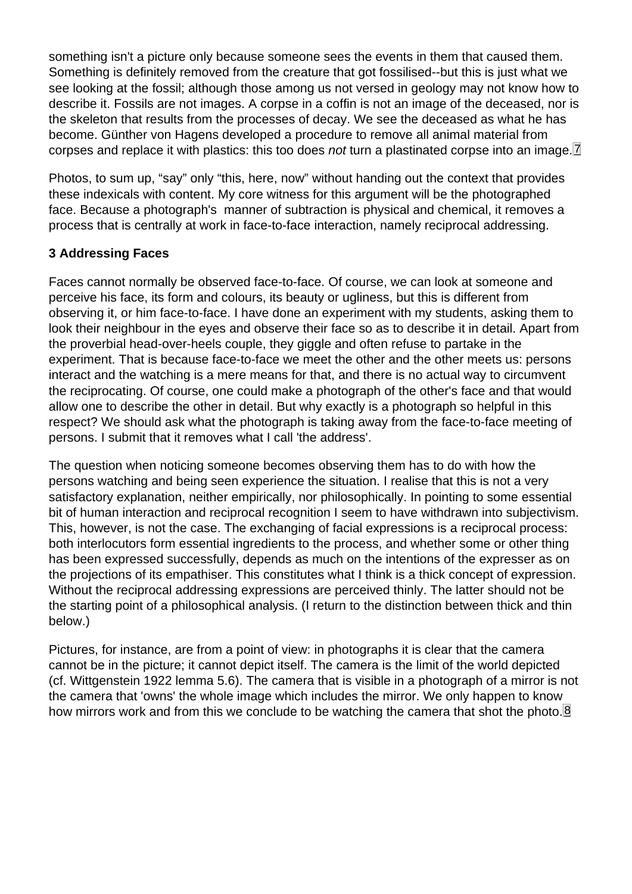something isn't a picture only because someone sees the events in them that caused them. Something is definitely removed from the creature that got fossilised--but this is just what we see looking at the fossil; although those among us not versed in geology may not know how to describe it. Fossils are not images. A corpse in a coffin is not an image of the deceased, nor is the skeleton that results from the processes of decay. We see the deceased as what he has become. Günther von Hagens developed a procedure to remove all animal material from corpses and replace it with plastics: this too does *not* turn a plastinated corpse into an image.[7]

Photos, to sum up, "say" only "this, here, now" without handing out the context that provides these indexicals with content. My core witness for this argument will be the photographed face. Because a photograph's manner of subtraction is physical and chemical, it removes a process that is centrally at work in face-to-face interaction, namely reciprocal addressing.

### 3 Addressing Faces

Faces cannot normally be observed face-to-face. Of course, we can look at someone and perceive his face, its form and colours, its beauty or ugliness, but this is different from observing it, or him face-to-face. I have done an experiment with my students, asking them to look their neighbour in the eyes and observe their face so as to describe it in detail. Apart from the proverbial head-over-heels couple, they giggle and often refuse to partake in the experiment. That is because face-to-face we meet the other and the other meets us: persons interact and the watching is a mere means for that, and there is no actual way to circumvent the reciprocating. Of course, one could make a photograph of the other's face and that would allow one to describe the other in detail. But why exactly is a photograph so helpful in this respect? We should ask what the photograph is taking away from the face-to-face meeting of persons. I submit that it removes what I call 'the address'.

The question when noticing someone becomes observing them has to do with how the persons watching and being seen experience the situation. I realise that this is not a very satisfactory explanation, neither empirically, nor philosophically. In pointing to some essential bit of human interaction and reciprocal recognition I seem to have withdrawn into subjectivism. This, however, is not the case. The exchanging of facial expressions is a reciprocal process: both interlocutors form essential ingredients to the process, and whether some or other thing has been expressed successfully, depends as much on the intentions of the expresser as on the projections of its empathiser. This constitutes what I think is a thick concept of expression. Without the reciprocal addressing expressions are perceived thinly. The latter should not be the starting point of a philosophical analysis. (I return to the distinction between thick and thin below.)

Pictures, for instance, are from a point of view: in photographs it is clear that the camera cannot be in the picture; it cannot depict itself. The camera is the limit of the world depicted (cf. Wittgenstein 1922 lemma 5.6). The camera that is visible in a photograph of a mirror is not the camera that 'owns' the whole image which includes the mirror. We only happen to know how mirrors work and from this we conclude to be watching the camera that shot the photo.[8]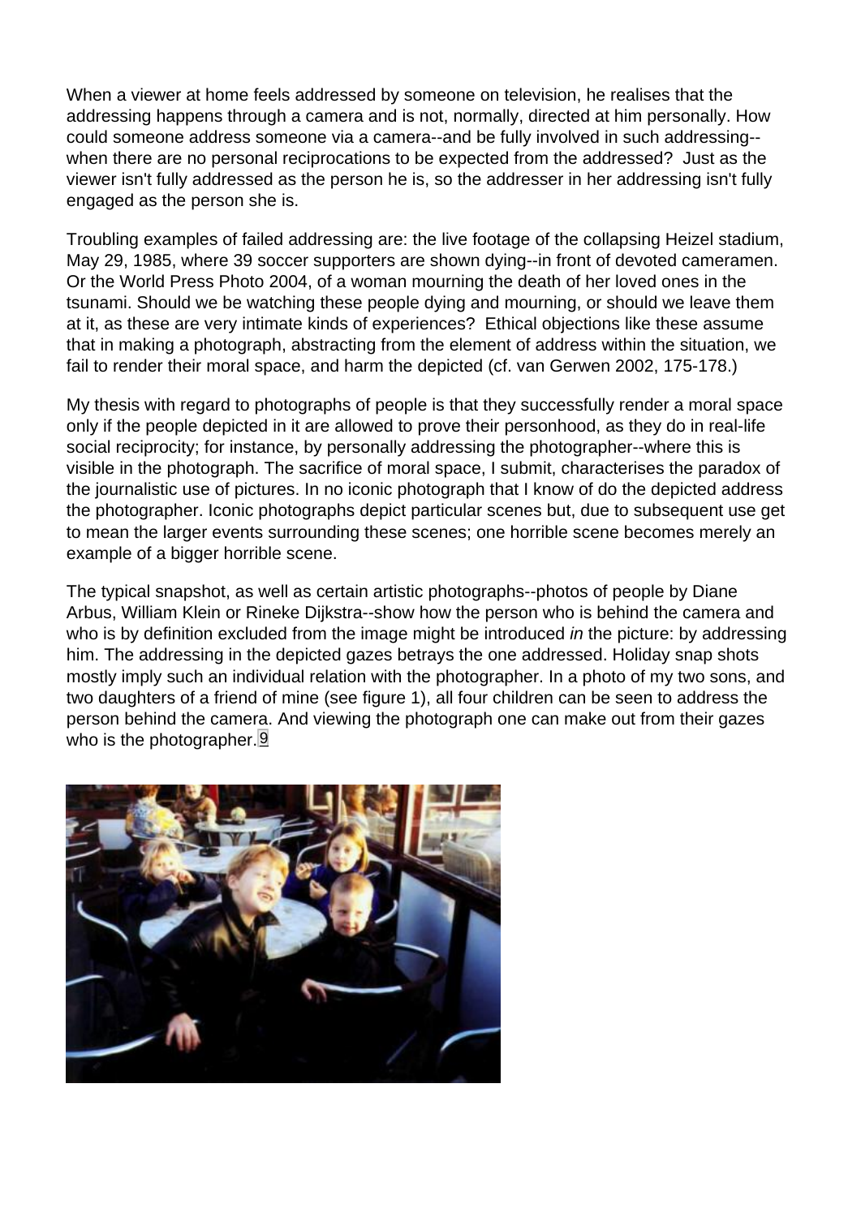When a viewer at home feels addressed by someone on television, he realises that the addressing happens through a camera and is not, normally, directed at him personally. How could someone address someone via a camera--and be fully involved in such addressing--when there are no personal reciprocations to be expected from the addressed? Just as the viewer isn't fully addressed as the person he is, so the addresser in her addressing isn't fully engaged as the person she is.

Troubling examples of failed addressing are: the live footage of the collapsing Heizel stadium, May 29, 1985, where 39 soccer supporters are shown dying--in front of devoted cameramen. Or the World Press Photo 2004, of a woman mourning the death of her loved ones in the tsunami. Should we be watching these people dying and mourning, or should we leave them at it, as these are very intimate kinds of experiences? Ethical objections like these assume that in making a photograph, abstracting from the element of address within the situation, we fail to render their moral space, and harm the depicted (cf. van Gerwen 2002, 175-178.)

My thesis with regard to photographs of people is that they successfully render a moral space only if the people depicted in it are allowed to prove their personhood, as they do in real-life social reciprocity; for instance, by personally addressing the photographer--where this is visible in the photograph. The sacrifice of moral space, I submit, characterises the paradox of the journalistic use of pictures. In no iconic photograph that I know of do the depicted address the photographer. Iconic photographs depict particular scenes but, due to subsequent use get to mean the larger events surrounding these scenes; one horrible scene becomes merely an example of a bigger horrible scene.

The typical snapshot, as well as certain artistic photographs--photos of people by Diane Arbus, William Klein or Rineke Dijkstra--show how the person who is behind the camera and who is by definition excluded from the image might be introduced *in* the picture: by addressing him. The addressing in the depicted gazes betrays the one addressed. Holiday snap shots mostly imply such an individual relation with the photographer. In a photo of my two sons, and two daughters of a friend of mine (see figure 1), all four children can be seen to address the person behind the camera. And viewing the photograph one can make out from their gazes who is the photographer.[9]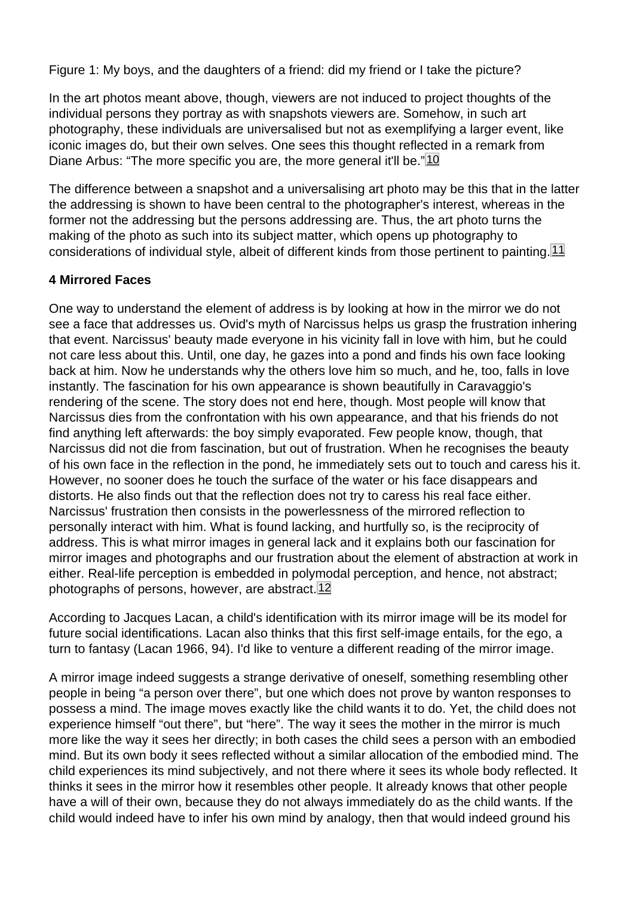Figure 1: My boys, and the daughters of a friend: did my friend or I take the picture?

In the art photos meant above, though, viewers are not induced to project thoughts of the individual persons they portray as with snapshots viewers are. Somehow, in such art photography, these individuals are universalised but not as exemplifying a larger event, like iconic images do, but their own selves. One sees this thought reflected in a remark from Diane Arbus: “The more specific you are, the more general it'll be.”[10]

The difference between a snapshot and a universalising art photo may be this that in the latter the addressing is shown to have been central to the photographer's interest, whereas in the former not the addressing but the persons addressing are. Thus, the art photo turns the making of the photo as such into its subject matter, which opens up photography to considerations of individual style, albeit of different kinds from those pertinent to painting.[11]

**4 Mirrored Faces**

One way to understand the element of address is by looking at how in the mirror we do not see a face that addresses us. Ovid's myth of Narcissus helps us grasp the frustration inhering that event. Narcissus' beauty made everyone in his vicinity fall in love with him, but he could not care less about this. Until, one day, he gazes into a pond and finds his own face looking back at him. Now he understands why the others love him so much, and he, too, falls in love instantly. The fascination for his own appearance is shown beautifully in Caravaggio's rendering of the scene. The story does not end here, though. Most people will know that Narcissus dies from the confrontation with his own appearance, and that his friends do not find anything left afterwards: the boy simply evaporated. Few people know, though, that Narcissus did not die from fascination, but out of frustration. When he recognises the beauty of his own face in the reflection in the pond, he immediately sets out to touch and caress his it. However, no sooner does he touch the surface of the water or his face disappears and distorts. He also finds out that the reflection does not try to caress his real face either. Narcissus' frustration then consists in the powerlessness of the mirrored reflection to personally interact with him. What is found lacking, and hurtfully so, is the reciprocity of address. This is what mirror images in general lack and it explains both our fascination for mirror images and photographs and our frustration about the element of abstraction at work in either. Real-life perception is embedded in polymodal perception, and hence, not abstract; photographs of persons, however, are abstract.[12]

According to Jacques Lacan, a child's identification with its mirror image will be its model for future social identifications. Lacan also thinks that this first self-image entails, for the ego, a turn to fantasy (Lacan 1966, 94). I'd like to venture a different reading of the mirror image.

A mirror image indeed suggests a strange derivative of oneself, something resembling other people in being “a person over there”, but one which does not prove by wanton responses to possess a mind. The image moves exactly like the child wants it to do. Yet, the child does not experience himself “out there”, but “here”. The way it sees the mother in the mirror is much more like the way it sees her directly; in both cases the child sees a person with an embodied mind. But its own body it sees reflected without a similar allocation of the embodied mind. The child experiences its mind subjectively, and not there where it sees its whole body reflected. It thinks it sees in the mirror how it resembles other people. It already knows that other people have a will of their own, because they do not always immediately do as the child wants. If the child would indeed have to infer his own mind by analogy, then that would indeed ground his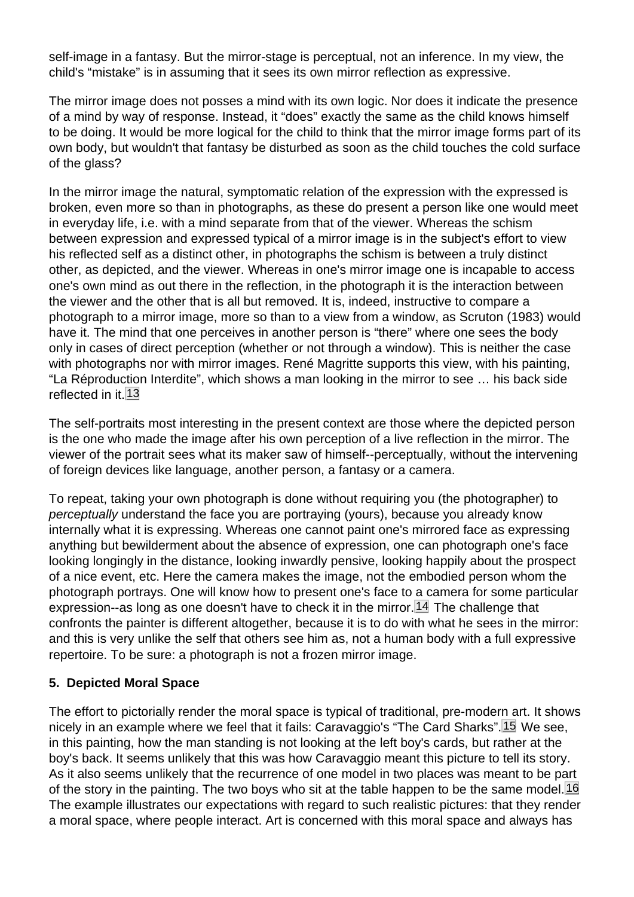self-image in a fantasy. But the mirror-stage is perceptual, not an inference. In my view, the child's "mistake" is in assuming that it sees its own mirror reflection as expressive.

The mirror image does not posses a mind with its own logic. Nor does it indicate the presence of a mind by way of response. Instead, it "does" exactly the same as the child knows himself to be doing. It would be more logical for the child to think that the mirror image forms part of its own body, but wouldn't that fantasy be disturbed as soon as the child touches the cold surface of the glass?

In the mirror image the natural, symptomatic relation of the expression with the expressed is broken, even more so than in photographs, as these do present a person like one would meet in everyday life, i.e. with a mind separate from that of the viewer. Whereas the schism between expression and expressed typical of a mirror image is in the subject's effort to view his reflected self as a distinct other, in photographs the schism is between a truly distinct other, as depicted, and the viewer. Whereas in one's mirror image one is incapable to access one's own mind as out there in the reflection, in the photograph it is the interaction between the viewer and the other that is all but removed. It is, indeed, instructive to compare a photograph to a mirror image, more so than to a view from a window, as Scruton (1983) would have it. The mind that one perceives in another person is "there" where one sees the body only in cases of direct perception (whether or not through a window). This is neither the case with photographs nor with mirror images. René Magritte supports this view, with his painting, "La Réproduction Interdite", which shows a man looking in the mirror to see … his back side reflected in it.[13]

The self-portraits most interesting in the present context are those where the depicted person is the one who made the image after his own perception of a live reflection in the mirror. The viewer of the portrait sees what its maker saw of himself--perceptually, without the intervening of foreign devices like language, another person, a fantasy or a camera.

To repeat, taking your own photograph is done without requiring you (the photographer) to *perceptually* understand the face you are portraying (yours), because you already know internally what it is expressing. Whereas one cannot paint one's mirrored face as expressing anything but bewilderment about the absence of expression, one can photograph one's face looking longingly in the distance, looking inwardly pensive, looking happily about the prospect of a nice event, etc. Here the camera makes the image, not the embodied person whom the photograph portrays. One will know how to present one's face to a camera for some particular expression--as long as one doesn't have to check it in the mirror.[14] The challenge that confronts the painter is different altogether, because it is to do with what he sees in the mirror: and this is very unlike the self that others see him as, not a human body with a full expressive repertoire. To be sure: a photograph is not a frozen mirror image.

## 5. Depicted Moral Space

The effort to pictorially render the moral space is typical of traditional, pre-modern art. It shows nicely in an example where we feel that it fails: Caravaggio's "The Card Sharks".[15] We see, in this painting, how the man standing is not looking at the left boy's cards, but rather at the boy's back. It seems unlikely that this was how Caravaggio meant this picture to tell its story. As it also seems unlikely that the recurrence of one model in two places was meant to be part of the story in the painting. The two boys who sit at the table happen to be the same model.[16] The example illustrates our expectations with regard to such realistic pictures: that they render a moral space, where people interact. Art is concerned with this moral space and always has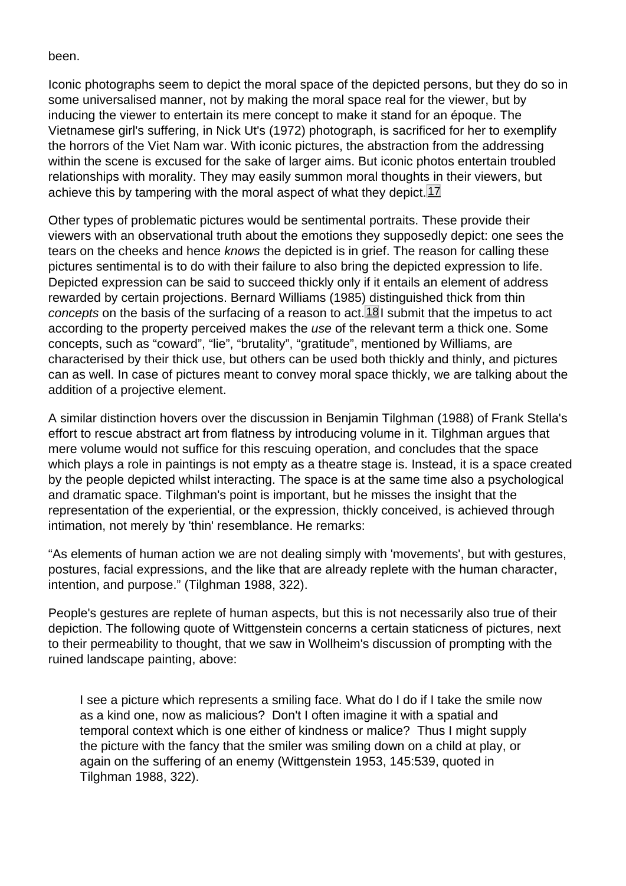been.

Iconic photographs seem to depict the moral space of the depicted persons, but they do so in some universalised manner, not by making the moral space real for the viewer, but by inducing the viewer to entertain its mere concept to make it stand for an époque. The Vietnamese girl's suffering, in Nick Ut's (1972) photograph, is sacrificed for her to exemplify the horrors of the Viet Nam war. With iconic pictures, the abstraction from the addressing within the scene is excused for the sake of larger aims. But iconic photos entertain troubled relationships with morality. They may easily summon moral thoughts in their viewers, but achieve this by tampering with the moral aspect of what they depict.[17]

Other types of problematic pictures would be sentimental portraits. These provide their viewers with an observational truth about the emotions they supposedly depict: one sees the tears on the cheeks and hence *knows* the depicted is in grief. The reason for calling these pictures sentimental is to do with their failure to also bring the depicted expression to life. Depicted expression can be said to succeed thickly only if it entails an element of address rewarded by certain projections. Bernard Williams (1985) distinguished thick from thin *concepts* on the basis of the surfacing of a reason to act.[18] I submit that the impetus to act according to the property perceived makes the *use* of the relevant term a thick one. Some concepts, such as “coward”, “lie”, “brutality”, “gratitude”, mentioned by Williams, are characterised by their thick use, but others can be used both thickly and thinly, and pictures can as well. In case of pictures meant to convey moral space thickly, we are talking about the addition of a projective element.

A similar distinction hovers over the discussion in Benjamin Tilghman (1988) of Frank Stella's effort to rescue abstract art from flatness by introducing volume in it. Tilghman argues that mere volume would not suffice for this rescuing operation, and concludes that the space which plays a role in paintings is not empty as a theatre stage is. Instead, it is a space created by the people depicted whilst interacting. The space is at the same time also a psychological and dramatic space. Tilghman's point is important, but he misses the insight that the representation of the experiential, or the expression, thickly conceived, is achieved through intimation, not merely by 'thin' resemblance. He remarks:

“As elements of human action we are not dealing simply with 'movements', but with gestures, postures, facial expressions, and the like that are already replete with the human character, intention, and purpose.” (Tilghman 1988, 322).

People's gestures are replete of human aspects, but this is not necessarily also true of their depiction. The following quote of Wittgenstein concerns a certain staticness of pictures, next to their permeability to thought, that we saw in Wollheim's discussion of prompting with the ruined landscape painting, above:

> I see a picture which represents a smiling face. What do I do if I take the smile now as a kind one, now as malicious? Don't I often imagine it with a spatial and temporal context which is one either of kindness or malice? Thus I might supply the picture with the fancy that the smiler was smiling down on a child at play, or again on the suffering of an enemy (Wittgenstein 1953, 145:539, quoted in Tilghman 1988, 322).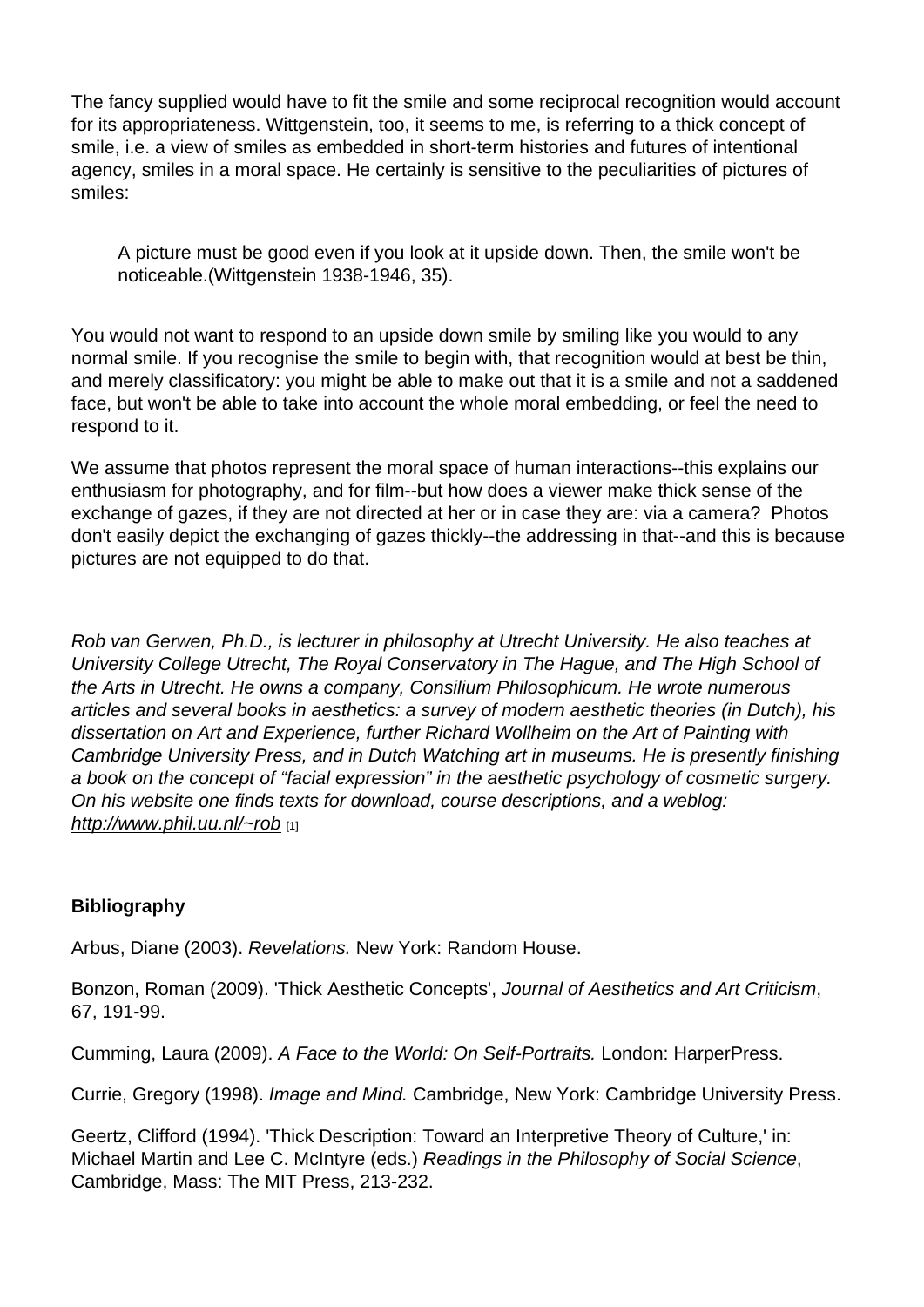The fancy supplied would have to fit the smile and some reciprocal recognition would account for its appropriateness. Wittgenstein, too, it seems to me, is referring to a thick concept of smile, i.e. a view of smiles as embedded in short-term histories and futures of intentional agency, smiles in a moral space. He certainly is sensitive to the peculiarities of pictures of smiles:

> A picture must be good even if you look at it upside down. Then, the smile won't be noticeable.(Wittgenstein 1938-1946, 35).

You would not want to respond to an upside down smile by smiling like you would to any normal smile. If you recognise the smile to begin with, that recognition would at best be thin, and merely classificatory: you might be able to make out that it is a smile and not a saddened face, but won't be able to take into account the whole moral embedding, or feel the need to respond to it.

We assume that photos represent the moral space of human interactions--this explains our enthusiasm for photography, and for film--but how does a viewer make thick sense of the exchange of gazes, if they are not directed at her or in case they are: via a camera? Photos don't easily depict the exchanging of gazes thickly--the addressing in that--and this is because pictures are not equipped to do that.

*Rob van Gerwen, Ph.D., is lecturer in philosophy at Utrecht University. He also teaches at University College Utrecht, The Royal Conservatory in The Hague, and The High School of the Arts in Utrecht. He owns a company, Consilium Philosophicum. He wrote numerous articles and several books in aesthetics: a survey of modern aesthetic theories (in Dutch), his dissertation on Art and Experience, further Richard Wollheim on the Art of Painting with Cambridge University Press, and in Dutch Watching art in museums. He is presently finishing a book on the concept of "facial expression" in the aesthetic psychology of cosmetic surgery. On his website one finds texts for download, course descriptions, and a weblog: http://www.phil.uu.nl/~rob* [1]

**Bibliography**

Arbus, Diane (2003). *Revelations.* New York: Random House.

Bonzon, Roman (2009). 'Thick Aesthetic Concepts', *Journal of Aesthetics and Art Criticism*, 67, 191-99.

Cumming, Laura (2009). *A Face to the World: On Self-Portraits.* London: HarperPress.

Currie, Gregory (1998). *Image and Mind.* Cambridge, New York: Cambridge University Press.

Geertz, Clifford (1994). 'Thick Description: Toward an Interpretive Theory of Culture,' in: Michael Martin and Lee C. McIntyre (eds.) *Readings in the Philosophy of Social Science*, Cambridge, Mass: The MIT Press, 213-232.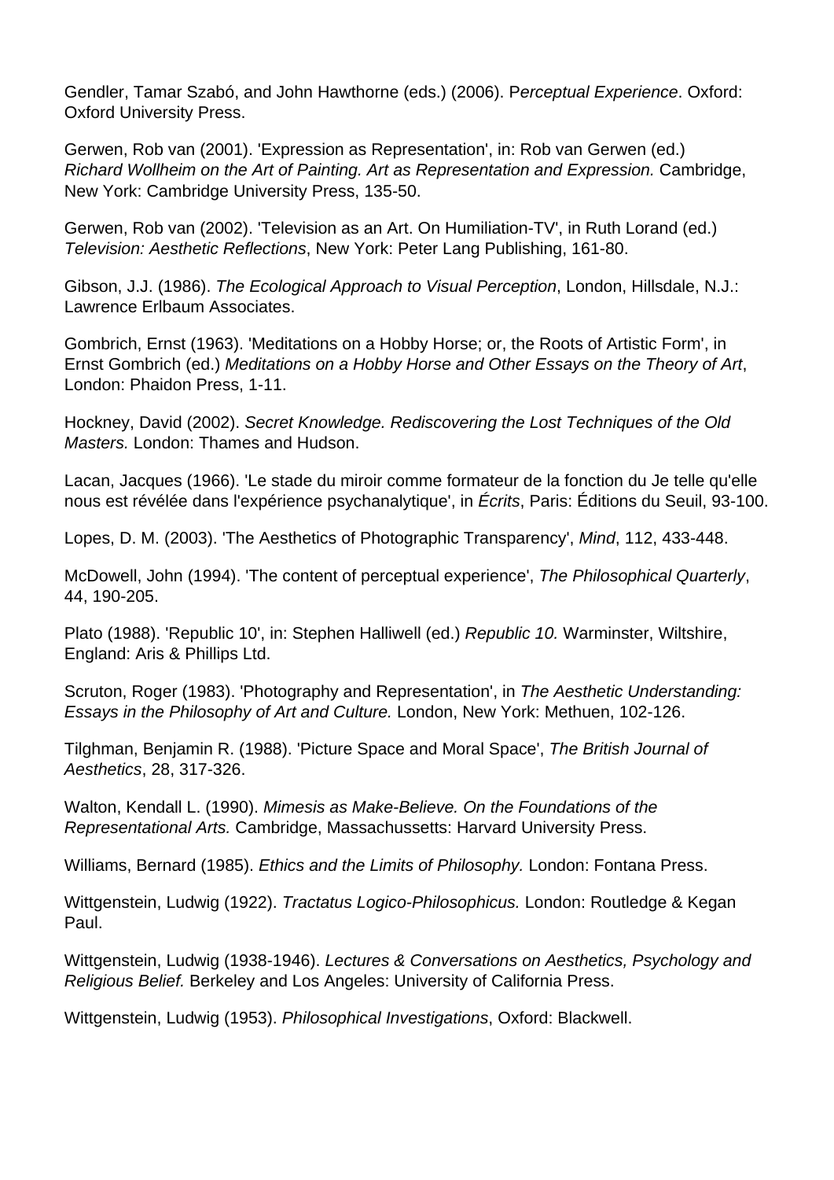Gendler, Tamar Szabó, and John Hawthorne (eds.) (2006). P*erceptual Experience*. Oxford: Oxford University Press.

Gerwen, Rob van (2001). 'Expression as Representation', in: Rob van Gerwen (ed.) *Richard Wollheim on the Art of Painting. Art as Representation and Expression.* Cambridge, New York: Cambridge University Press, 135-50.

Gerwen, Rob van (2002). 'Television as an Art. On Humiliation-TV', in Ruth Lorand (ed.) *Television: Aesthetic Reflections*, New York: Peter Lang Publishing, 161-80.

Gibson, J.J. (1986). *The Ecological Approach to Visual Perception*, London, Hillsdale, N.J.: Lawrence Erlbaum Associates.

Gombrich, Ernst (1963). 'Meditations on a Hobby Horse; or, the Roots of Artistic Form', in Ernst Gombrich (ed.) *Meditations on a Hobby Horse and Other Essays on the Theory of Art*, London: Phaidon Press, 1-11.

Hockney, David (2002). *Secret Knowledge. Rediscovering the Lost Techniques of the Old Masters.* London: Thames and Hudson.

Lacan, Jacques (1966). 'Le stade du miroir comme formateur de la fonction du Je telle qu'elle nous est révélée dans l'expérience psychanalytique', in *Écrits*, Paris: Éditions du Seuil, 93-100.

Lopes, D. M. (2003). 'The Aesthetics of Photographic Transparency', *Mind*, 112, 433-448.

McDowell, John (1994). 'The content of perceptual experience', *The Philosophical Quarterly*, 44, 190-205.

Plato (1988). 'Republic 10', in: Stephen Halliwell (ed.) *Republic 10.* Warminster, Wiltshire, England: Aris & Phillips Ltd.

Scruton, Roger (1983). 'Photography and Representation', in *The Aesthetic Understanding: Essays in the Philosophy of Art and Culture.* London, New York: Methuen, 102-126.

Tilghman, Benjamin R. (1988). 'Picture Space and Moral Space', *The British Journal of Aesthetics*, 28, 317-326.

Walton, Kendall L. (1990). *Mimesis as Make-Believe. On the Foundations of the Representational Arts.* Cambridge, Massachussetts: Harvard University Press.

Williams, Bernard (1985). *Ethics and the Limits of Philosophy.* London: Fontana Press.

Wittgenstein, Ludwig (1922). *Tractatus Logico-Philosophicus.* London: Routledge & Kegan Paul.

Wittgenstein, Ludwig (1938-1946). *Lectures & Conversations on Aesthetics, Psychology and Religious Belief.* Berkeley and Los Angeles: University of California Press.

Wittgenstein, Ludwig (1953). *Philosophical Investigations*, Oxford: Blackwell.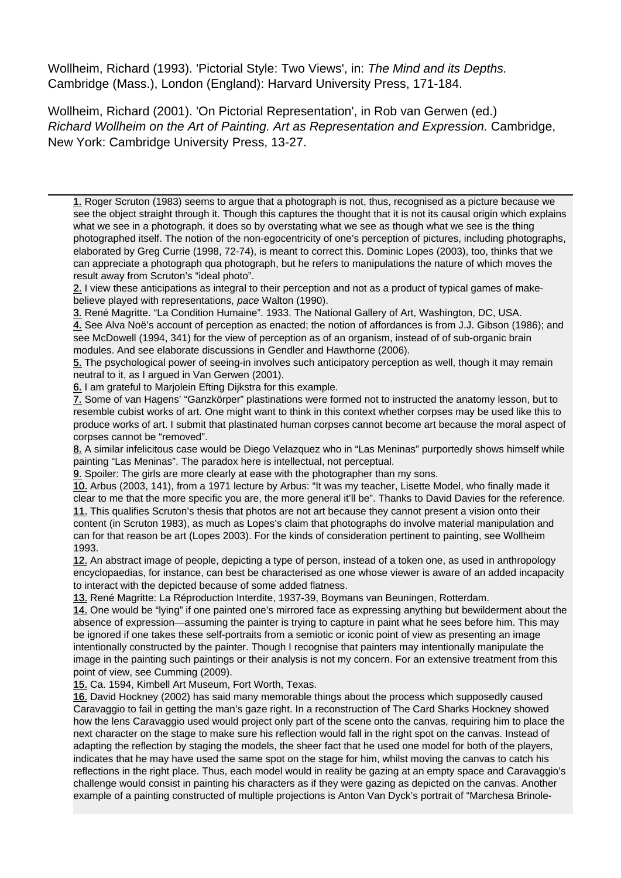Wollheim, Richard (1993). 'Pictorial Style: Two Views', in: *The Mind and its Depths.* Cambridge (Mass.), London (England): Harvard University Press, 171-184.

Wollheim, Richard (2001). 'On Pictorial Representation', in Rob van Gerwen (ed.) *Richard Wollheim on the Art of Painting. Art as Representation and Expression.* Cambridge, New York: Cambridge University Press, 13-27.

---

1. Roger Scruton (1983) seems to argue that a photograph is not, thus, recognised as a picture because we see the object straight through it. Though this captures the thought that it is not its causal origin which explains what we see in a photograph, it does so by overstating what we see as though what we see is the thing photographed itself. The notion of the non-egocentricity of one's perception of pictures, including photographs, elaborated by Greg Currie (1998, 72-74), is meant to correct this. Dominic Lopes (2003), too, thinks that we can appreciate a photograph qua photograph, but he refers to manipulations the nature of which moves the result away from Scruton's "ideal photo".

2. I view these anticipations as integral to their perception and not as a product of typical games of make-believe played with representations, *pace* Walton (1990).

3. René Magritte. "La Condition Humaine". 1933. The National Gallery of Art, Washington, DC, USA.

4. See Alva Noë's account of perception as enacted; the notion of affordances is from J.J. Gibson (1986); and see McDowell (1994, 341) for the view of perception as of an organism, instead of of sub-organic brain modules. And see elaborate discussions in Gendler and Hawthorne (2006).

5. The psychological power of seeing-in involves such anticipatory perception as well, though it may remain neutral to it, as I argued in Van Gerwen (2001).

6. I am grateful to Marjolein Efting Dijkstra for this example.

7. Some of van Hagens' "Ganzkörper" plastinations were formed not to instructed the anatomy lesson, but to resemble cubist works of art. One might want to think in this context whether corpses may be used like this to produce works of art. I submit that plastinated human corpses cannot become art because the moral aspect of corpses cannot be "removed".

8. A similar infelicitous case would be Diego Velazquez who in "Las Meninas" purportedly shows himself while painting "Las Meninas". The paradox here is intellectual, not perceptual.

9. Spoiler: The girls are more clearly at ease with the photographer than my sons.

10. Arbus (2003, 141), from a 1971 lecture by Arbus: "It was my teacher, Lisette Model, who finally made it clear to me that the more specific you are, the more general it'll be". Thanks to David Davies for the reference.

11. This qualifies Scruton's thesis that photos are not art because they cannot present a vision onto their content (in Scruton 1983), as much as Lopes's claim that photographs do involve material manipulation and can for that reason be art (Lopes 2003). For the kinds of consideration pertinent to painting, see Wollheim 1993.

12. An abstract image of people, depicting a type of person, instead of a token one, as used in anthropology encyclopaedias, for instance, can best be characterised as one whose viewer is aware of an added incapacity to interact with the depicted because of some added flatness.

13. René Magritte: La Réproduction Interdite, 1937-39, Boymans van Beuningen, Rotterdam.

14. One would be "lying" if one painted one's mirrored face as expressing anything but bewilderment about the absence of expression—assuming the painter is trying to capture in paint what he sees before him. This may be ignored if one takes these self-portraits from a semiotic or iconic point of view as presenting an image intentionally constructed by the painter. Though I recognise that painters may intentionally manipulate the image in the painting such paintings or their analysis is not my concern. For an extensive treatment from this point of view, see Cumming (2009).

15. Ca. 1594, Kimbell Art Museum, Fort Worth, Texas.

16. David Hockney (2002) has said many memorable things about the process which supposedly caused Caravaggio to fail in getting the man's gaze right. In a reconstruction of The Card Sharks Hockney showed how the lens Caravaggio used would project only part of the scene onto the canvas, requiring him to place the next character on the stage to make sure his reflection would fall in the right spot on the canvas. Instead of adapting the reflection by staging the models, the sheer fact that he used one model for both of the players, indicates that he may have used the same spot on the stage for him, whilst moving the canvas to catch his reflections in the right place. Thus, each model would in reality be gazing at an empty space and Caravaggio's challenge would consist in painting his characters as if they were gazing as depicted on the canvas. Another example of a painting constructed of multiple projections is Anton Van Dyck's portrait of "Marchesa Brinole-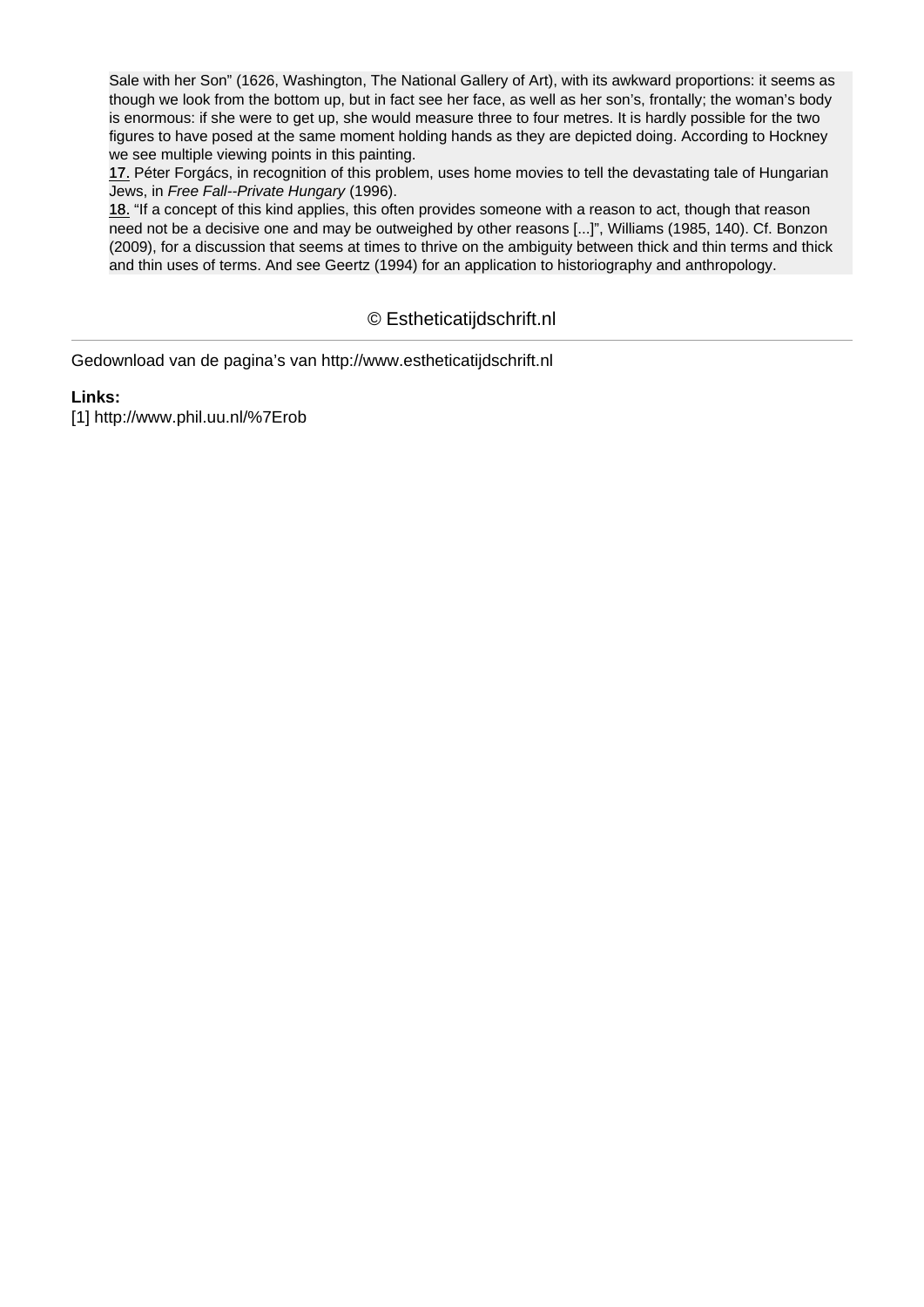Sale with her Son" (1626, Washington, The National Gallery of Art), with its awkward proportions: it seems as though we look from the bottom up, but in fact see her face, as well as her son's, frontally; the woman's body is enormous: if she were to get up, she would measure three to four metres. It is hardly possible for the two figures to have posed at the same moment holding hands as they are depicted doing. According to Hockney we see multiple viewing points in this painting.

17. Péter Forgács, in recognition of this problem, uses home movies to tell the devastating tale of Hungarian Jews, in *Free Fall--Private Hungary* (1996).

18. "If a concept of this kind applies, this often provides someone with a reason to act, though that reason need not be a decisive one and may be outweighed by other reasons [...]", Williams (1985, 140). Cf. Bonzon (2009), for a discussion that seems at times to thrive on the ambiguity between thick and thin terms and thick and thin uses of terms. And see Geertz (1994) for an application to historiography and anthropology.

© Estheticatijdschrift.nl

Gedownload van de pagina's van http://www.estheticatijdschrift.nl

**Links:**

[1] http://www.phil.uu.nl/%7Erob